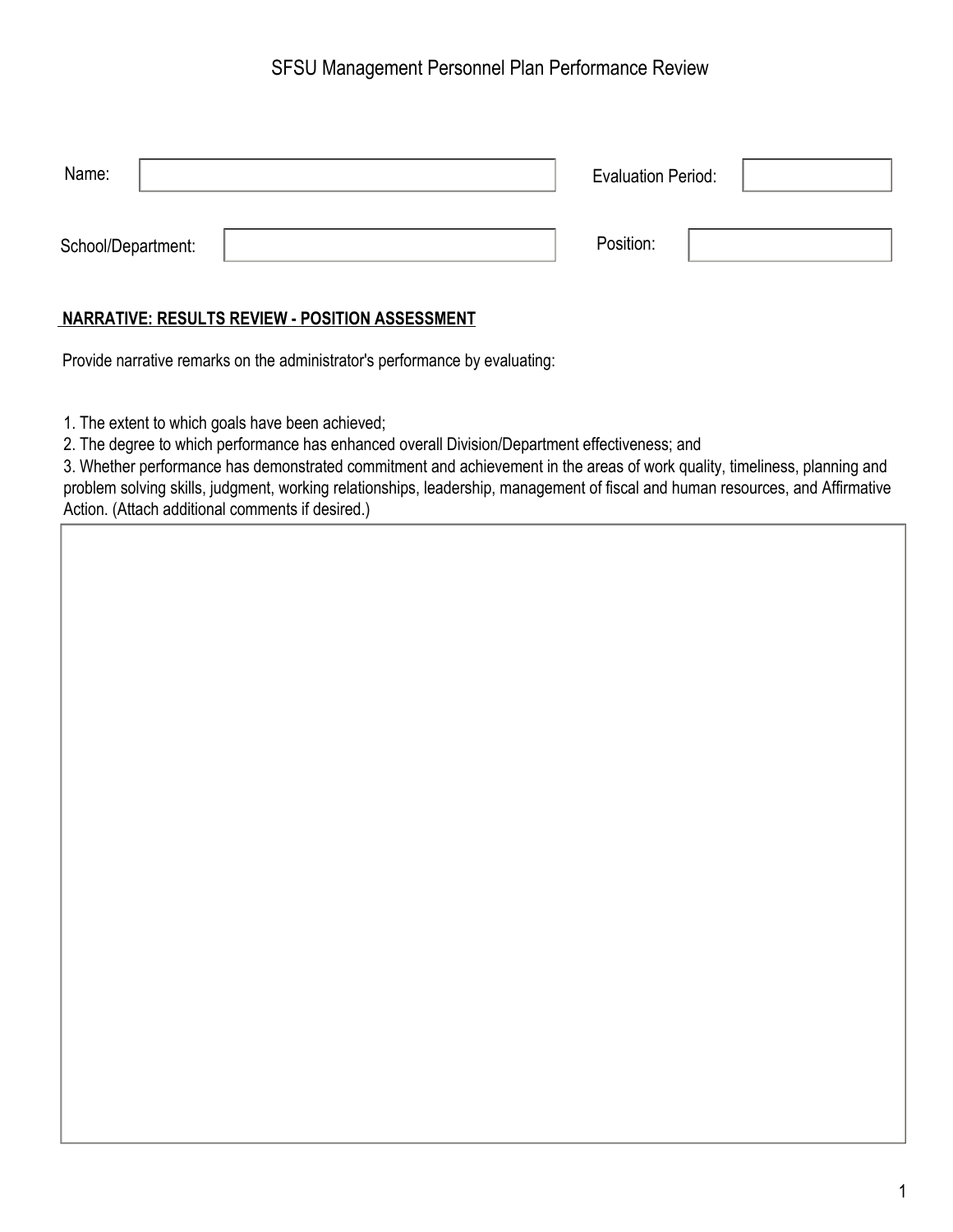# SFSU Management Personnel Plan Performance Review

| | | | |
|---|---|---|---|
| Name: | | Evaluation Period: | |
| School/Department: | | Position: | |

**NARRATIVE: RESULTS REVIEW - POSITION ASSESSMENT**

Provide narrative remarks on the administrator's performance by evaluating:

1. The extent to which goals have been achieved;
2. The degree to which performance has enhanced overall Division/Department effectiveness; and
3. Whether performance has demonstrated commitment and achievement in the areas of work quality, timeliness, planning and problem solving skills, judgment, working relationships, leadership, management of fiscal and human resources, and Affirmative Action. (Attach additional comments if desired.)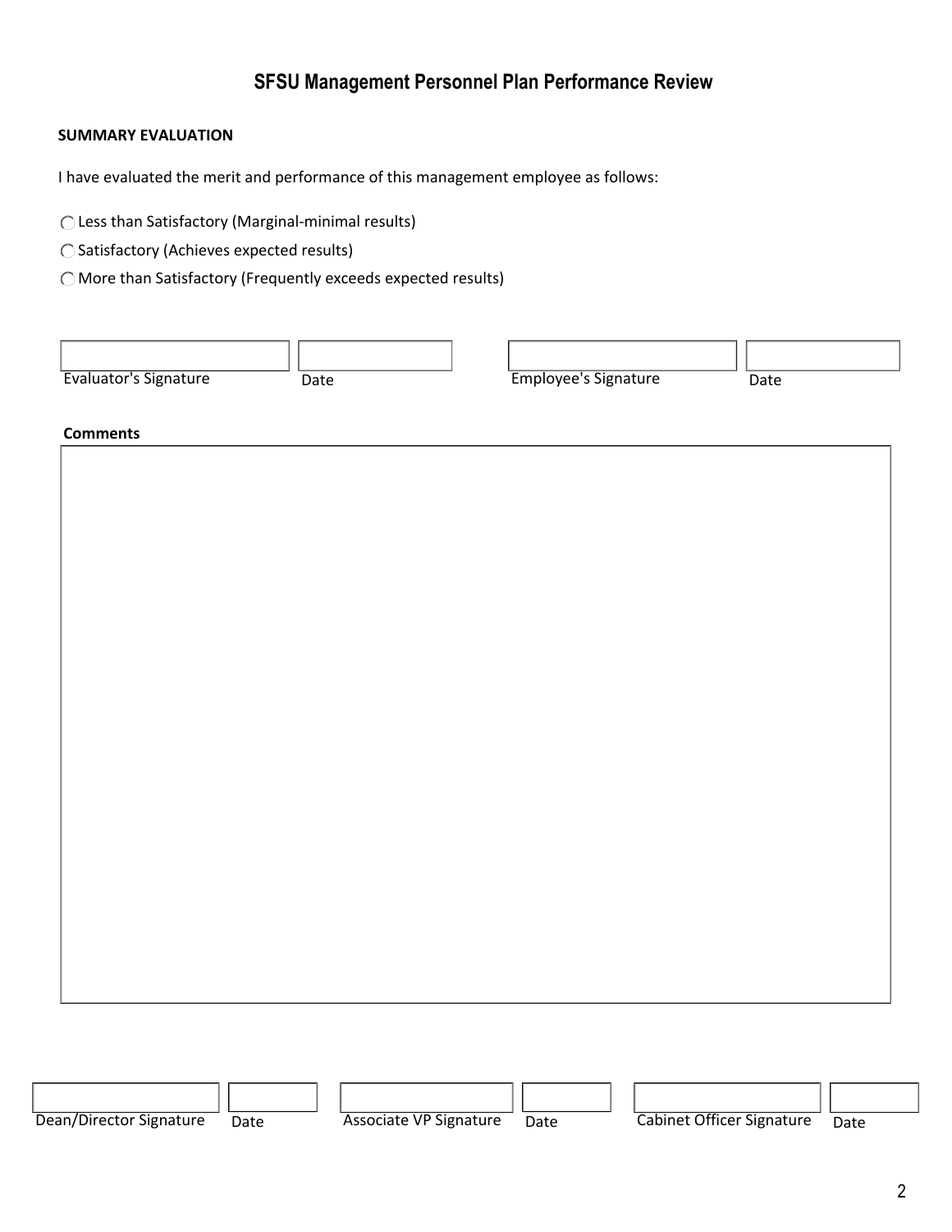# SFSU Management Personnel Plan Performance Review

**SUMMARY EVALUATION**

I have evaluated the merit and performance of this management employee as follows:

- ◯ Less than Satisfactory (Marginal-minimal results)
- ◯ Satisfactory (Achieves expected results)
- ◯ More than Satisfactory (Frequently exceeds expected results)

| | | | |
|---|---|---|---|
| Evaluator's Signature | Date | Employee's Signature | Date |

**Comments**

| | | | | | |
|---|---|---|---|---|---|
| Dean/Director Signature | Date | Associate VP Signature | Date | Cabinet Officer Signature | Date |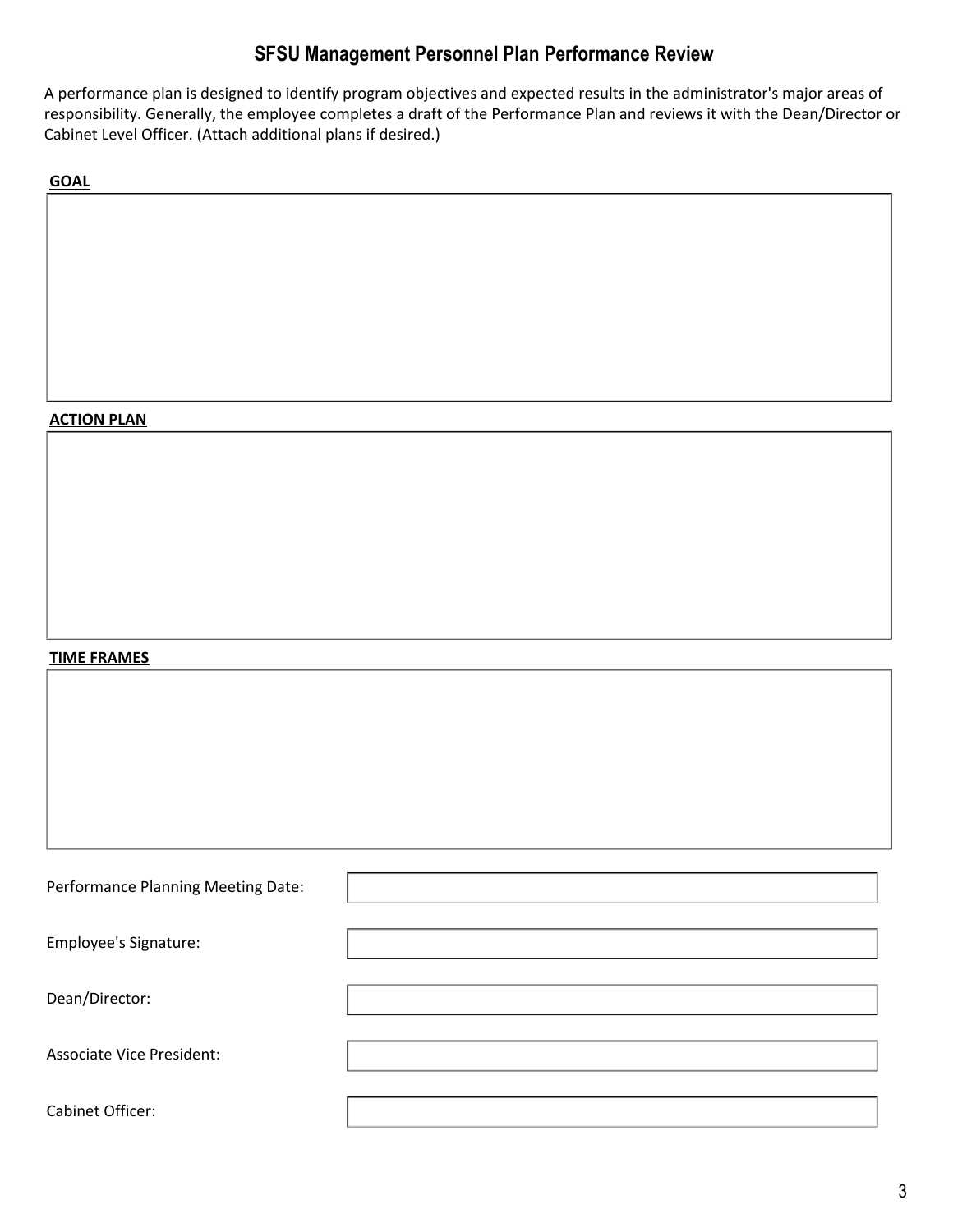# SFSU Management Personnel Plan Performance Review

A performance plan is designed to identify program objectives and expected results in the administrator's major areas of responsibility. Generally, the employee completes a draft of the Performance Plan and reviews it with the Dean/Director or Cabinet Level Officer. (Attach additional plans if desired.)

**GOAL**

**ACTION PLAN**

**TIME FRAMES**

Performance Planning Meeting Date:

Employee's Signature:

Dean/Director:

Associate Vice President:

Cabinet Officer: